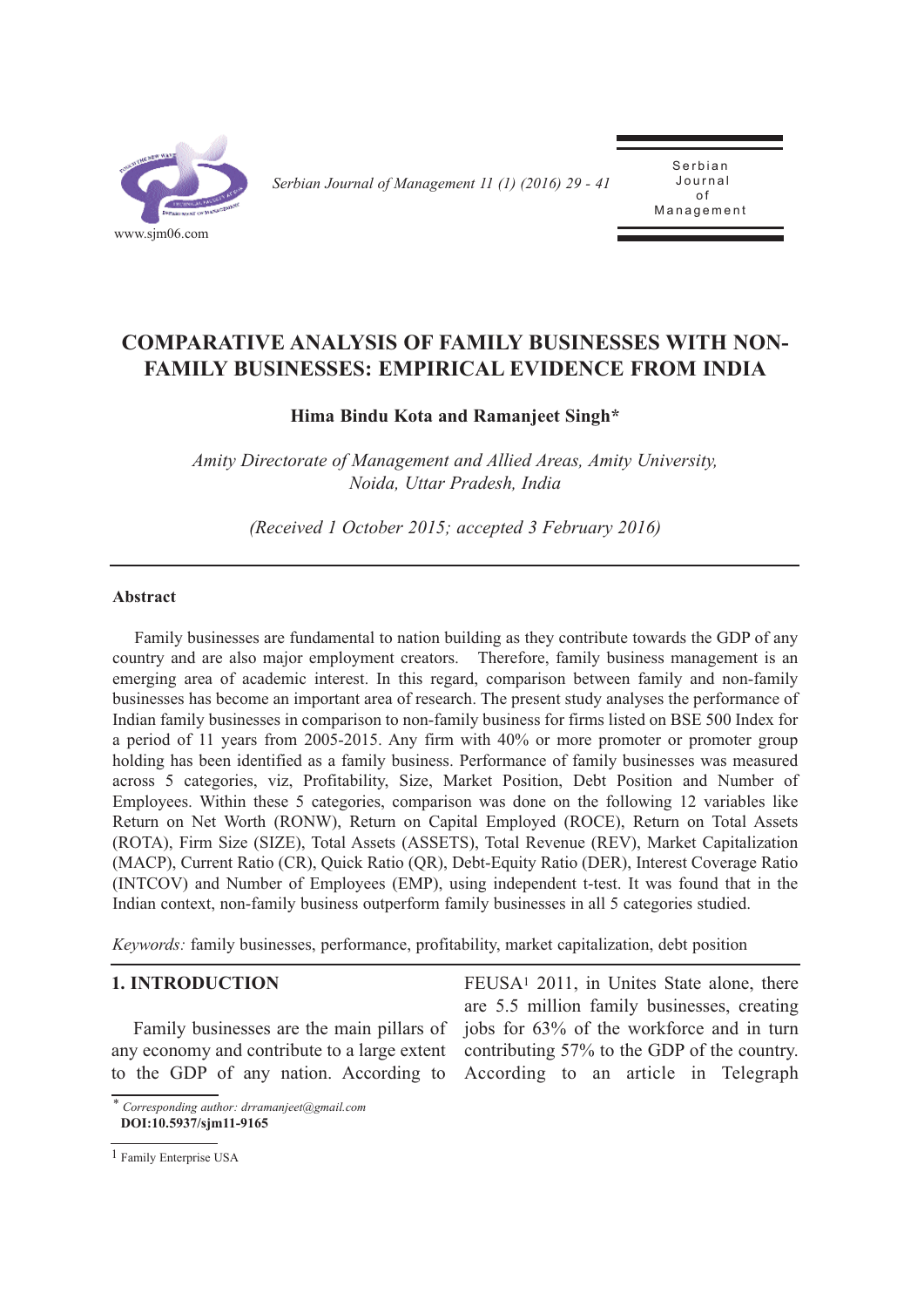# COMPARATIVE ANALYSIS OF FAMILY BUSINESSES WITH NON-FAMILY BUSINESSES: EMPIRICAL EVIDENCE FROM INDIA

**Hima Bindu Kota and Ramanjeet Singh***

*Amity Directorate of Management and Allied Areas, Amity University, Noida, Uttar Pradesh, India*

*(Received 1 October 2015; accepted 3 February 2016)*

---

**Abstract**

Family businesses are fundamental to nation building as they contribute towards the GDP of any country and are also major employment creators. Therefore, family business management is an emerging area of academic interest. In this regard, comparison between family and non-family businesses has become an important area of research. The present study analyses the performance of Indian family businesses in comparison to non-family business for firms listed on BSE 500 Index for a period of 11 years from 2005-2015. Any firm with 40% or more promoter or promoter group holding has been identified as a family business. Performance of family businesses was measured across 5 categories, viz, Profitability, Size, Market Position, Debt Position and Number of Employees. Within these 5 categories, comparison was done on the following 12 variables like Return on Net Worth (RONW), Return on Capital Employed (ROCE), Return on Total Assets (ROTA), Firm Size (SIZE), Total Assets (ASSETS), Total Revenue (REV), Market Capitalization (MACP), Current Ratio (CR), Quick Ratio (QR), Debt-Equity Ratio (DER), Interest Coverage Ratio (INTCOV) and Number of Employees (EMP), using independent t-test. It was found that in the Indian context, non-family business outperform family businesses in all 5 categories studied.

*Keywords:* family businesses, performance, profitability, market capitalization, debt position

## 1. INTRODUCTION

Family businesses are the main pillars of any economy and contribute to a large extent to the GDP of any nation. According to FEUSA[1] 2011, in Unites State alone, there are 5.5 million family businesses, creating jobs for 63% of the workforce and in turn contributing 57% to the GDP of the country. According to an article in Telegraph

---

\* *Corresponding author: drramanjeet@gmail.com*
**DOI:10.5937/sjm11-9165**

[1] Family Enterprise USA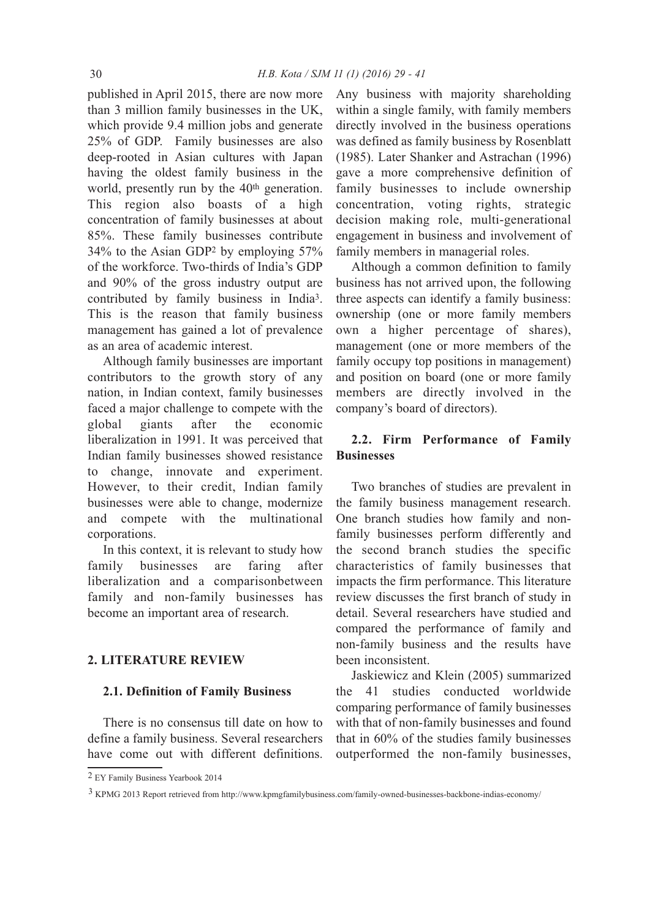published in April 2015, there are now more than 3 million family businesses in the UK, which provide 9.4 million jobs and generate 25% of GDP. Family businesses are also deep-rooted in Asian cultures with Japan having the oldest family business in the world, presently run by the 40th generation. This region also boasts of a high concentration of family businesses at about 85%. These family businesses contribute 34% to the Asian GDP[2] by employing 57% of the workforce. Two-thirds of India's GDP and 90% of the gross industry output are contributed by family business in India[3]. This is the reason that family business management has gained a lot of prevalence as an area of academic interest.

Although family businesses are important contributors to the growth story of any nation, in Indian context, family businesses faced a major challenge to compete with the global giants after the economic liberalization in 1991. It was perceived that Indian family businesses showed resistance to change, innovate and experiment. However, to their credit, Indian family businesses were able to change, modernize and compete with the multinational corporations.

In this context, it is relevant to study how family businesses are faring after liberalization and a comparisonbetween family and non-family businesses has become an important area of research.

## 2. LITERATURE REVIEW

### 2.1. Definition of Family Business

There is no consensus till date on how to define a family business. Several researchers have come out with different definitions. Any business with majority shareholding within a single family, with family members directly involved in the business operations was defined as family business by Rosenblatt (1985). Later Shanker and Astrachan (1996) gave a more comprehensive definition of family businesses to include ownership concentration, voting rights, strategic decision making role, multi-generational engagement in business and involvement of family members in managerial roles.

Although a common definition to family business has not arrived upon, the following three aspects can identify a family business: ownership (one or more family members own a higher percentage of shares), management (one or more members of the family occupy top positions in management) and position on board (one or more family members are directly involved in the company's board of directors).

### 2.2. Firm Performance of Family Businesses

Two branches of studies are prevalent in the family business management research. One branch studies how family and non-family businesses perform differently and the second branch studies the specific characteristics of family businesses that impacts the firm performance. This literature review discusses the first branch of study in detail. Several researchers have studied and compared the performance of family and non-family business and the results have been inconsistent.

Jaskiewicz and Klein (2005) summarized the 41 studies conducted worldwide comparing performance of family businesses with that of non-family businesses and found that in 60% of the studies family businesses outperformed the non-family businesses,

---

[2] EY Family Business Yearbook 2014

[3] KPMG 2013 Report retrieved from http://www.kpmgfamilybusiness.com/family-owned-businesses-backbone-indias-economy/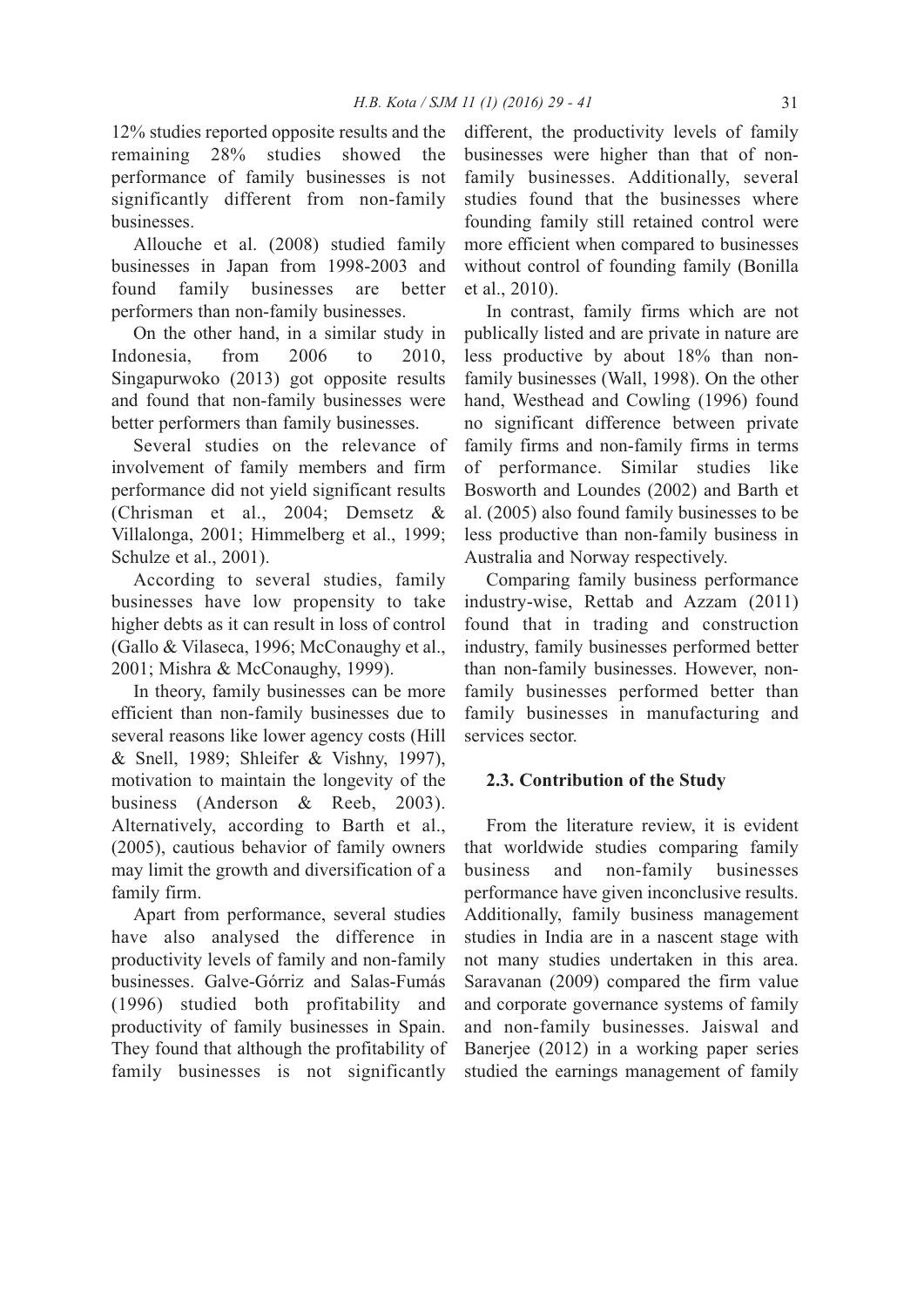12% studies reported opposite results and the remaining 28% studies showed the performance of family businesses is not significantly different from non-family businesses.

Allouche et al. (2008) studied family businesses in Japan from 1998-2003 and found family businesses are better performers than non-family businesses.

On the other hand, in a similar study in Indonesia, from 2006 to 2010, Singapurwoko (2013) got opposite results and found that non-family businesses were better performers than family businesses.

Several studies on the relevance of involvement of family members and firm performance did not yield significant results (Chrisman et al., 2004; Demsetz & Villalonga, 2001; Himmelberg et al., 1999; Schulze et al., 2001).

According to several studies, family businesses have low propensity to take higher debts as it can result in loss of control (Gallo & Vilaseca, 1996; McConaughy et al., 2001; Mishra & McConaughy, 1999).

In theory, family businesses can be more efficient than non-family businesses due to several reasons like lower agency costs (Hill & Snell, 1989; Shleifer & Vishny, 1997), motivation to maintain the longevity of the business (Anderson & Reeb, 2003). Alternatively, according to Barth et al., (2005), cautious behavior of family owners may limit the growth and diversification of a family firm.

Apart from performance, several studies have also analysed the difference in productivity levels of family and non-family businesses. Galve-Górriz and Salas-Fumás (1996) studied both profitability and productivity of family businesses in Spain. They found that although the profitability of family businesses is not significantly different, the productivity levels of family businesses were higher than that of non-family businesses. Additionally, several studies found that the businesses where founding family still retained control were more efficient when compared to businesses without control of founding family (Bonilla et al., 2010).

In contrast, family firms which are not publically listed and are private in nature are less productive by about 18% than non-family businesses (Wall, 1998). On the other hand, Westhead and Cowling (1996) found no significant difference between private family firms and non-family firms in terms of performance. Similar studies like Bosworth and Loundes (2002) and Barth et al. (2005) also found family businesses to be less productive than non-family business in Australia and Norway respectively.

Comparing family business performance industry-wise, Rettab and Azzam (2011) found that in trading and construction industry, family businesses performed better than non-family businesses. However, non-family businesses performed better than family businesses in manufacturing and services sector.

### 2.3. Contribution of the Study

From the literature review, it is evident that worldwide studies comparing family business and non-family businesses performance have given inconclusive results. Additionally, family business management studies in India are in a nascent stage with not many studies undertaken in this area. Saravanan (2009) compared the firm value and corporate governance systems of family and non-family businesses. Jaiswal and Banerjee (2012) in a working paper series studied the earnings management of family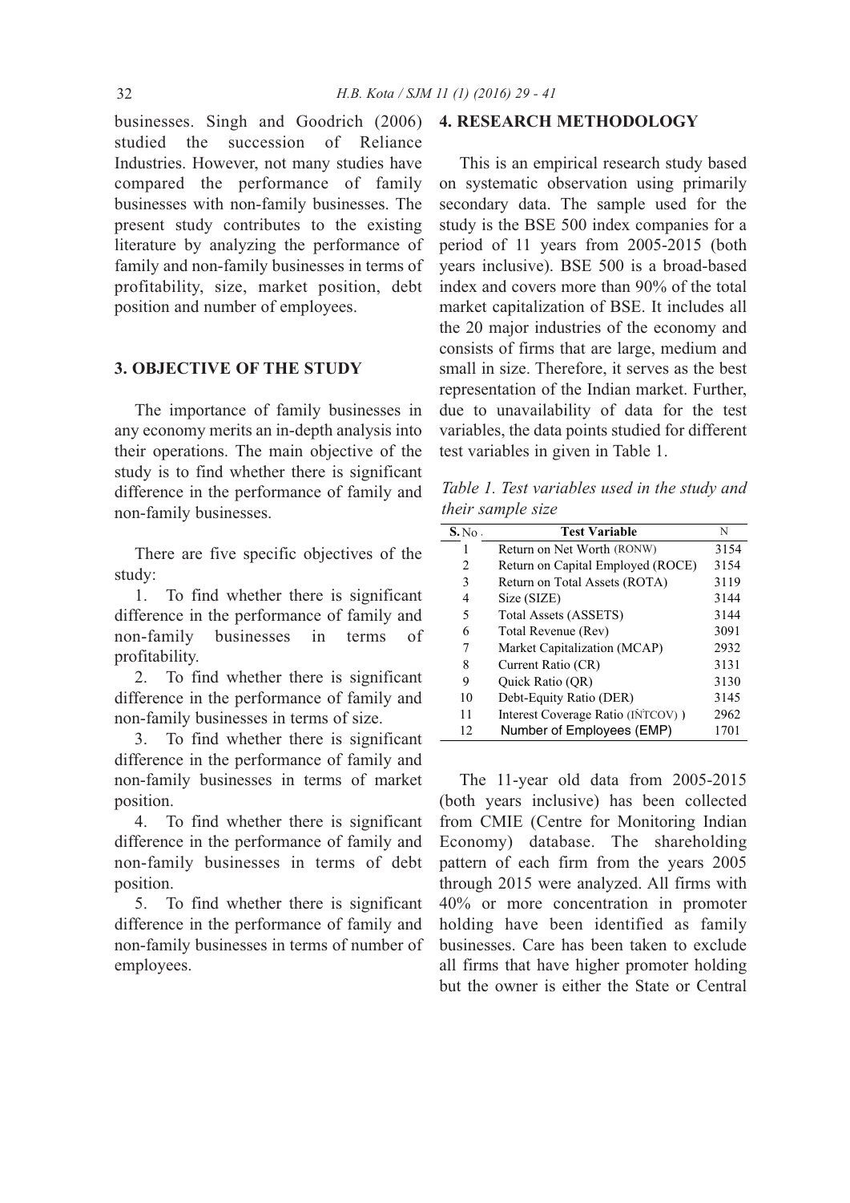businesses. Singh and Goodrich (2006) studied the succession of Reliance Industries. However, not many studies have compared the performance of family businesses with non-family businesses. The present study contributes to the existing literature by analyzing the performance of family and non-family businesses in terms of profitability, size, market position, debt position and number of employees.

## 3. OBJECTIVE OF THE STUDY

The importance of family businesses in any economy merits an in-depth analysis into their operations. The main objective of the study is to find whether there is significant difference in the performance of family and non-family businesses.

There are five specific objectives of the study:

1. To find whether there is significant difference in the performance of family and non-family businesses in terms of profitability.
2. To find whether there is significant difference in the performance of family and non-family businesses in terms of size.
3. To find whether there is significant difference in the performance of family and non-family businesses in terms of market position.
4. To find whether there is significant difference in the performance of family and non-family businesses in terms of debt position.
5. To find whether there is significant difference in the performance of family and non-family businesses in terms of number of employees.

## 4. RESEARCH METHODOLOGY

This is an empirical research study based on systematic observation using primarily secondary data. The sample used for the study is the BSE 500 index companies for a period of 11 years from 2005-2015 (both years inclusive). BSE 500 is a broad-based index and covers more than 90% of the total market capitalization of BSE. It includes all the 20 major industries of the economy and consists of firms that are large, medium and small in size. Therefore, it serves as the best representation of the Indian market. Further, due to unavailability of data for the test variables, the data points studied for different test variables in given in Table 1.

*Table 1. Test variables used in the study and their sample size*

| S. No. | Test Variable | N |
|---|---|---|
| 1 | Return on Net Worth (RONW) | 3154 |
| 2 | Return on Capital Employed (ROCE) | 3154 |
| 3 | Return on Total Assets (ROTA) | 3119 |
| 4 | Size (SIZE) | 3144 |
| 5 | Total Assets (ASSETS) | 3144 |
| 6 | Total Revenue (Rev) | 3091 |
| 7 | Market Capitalization (MCAP) | 2932 |
| 8 | Current Ratio (CR) | 3131 |
| 9 | Quick Ratio (QR) | 3130 |
| 10 | Debt-Equity Ratio (DER) | 3145 |
| 11 | Interest Coverage Ratio (INTCOV) ) | 2962 |
| 12 | Number of Employees (EMP) | 1701 |

The 11-year old data from 2005-2015 (both years inclusive) has been collected from CMIE (Centre for Monitoring Indian Economy) database. The shareholding pattern of each firm from the years 2005 through 2015 were analyzed. All firms with 40% or more concentration in promoter holding have been identified as family businesses. Care has been taken to exclude all firms that have higher promoter holding but the owner is either the State or Central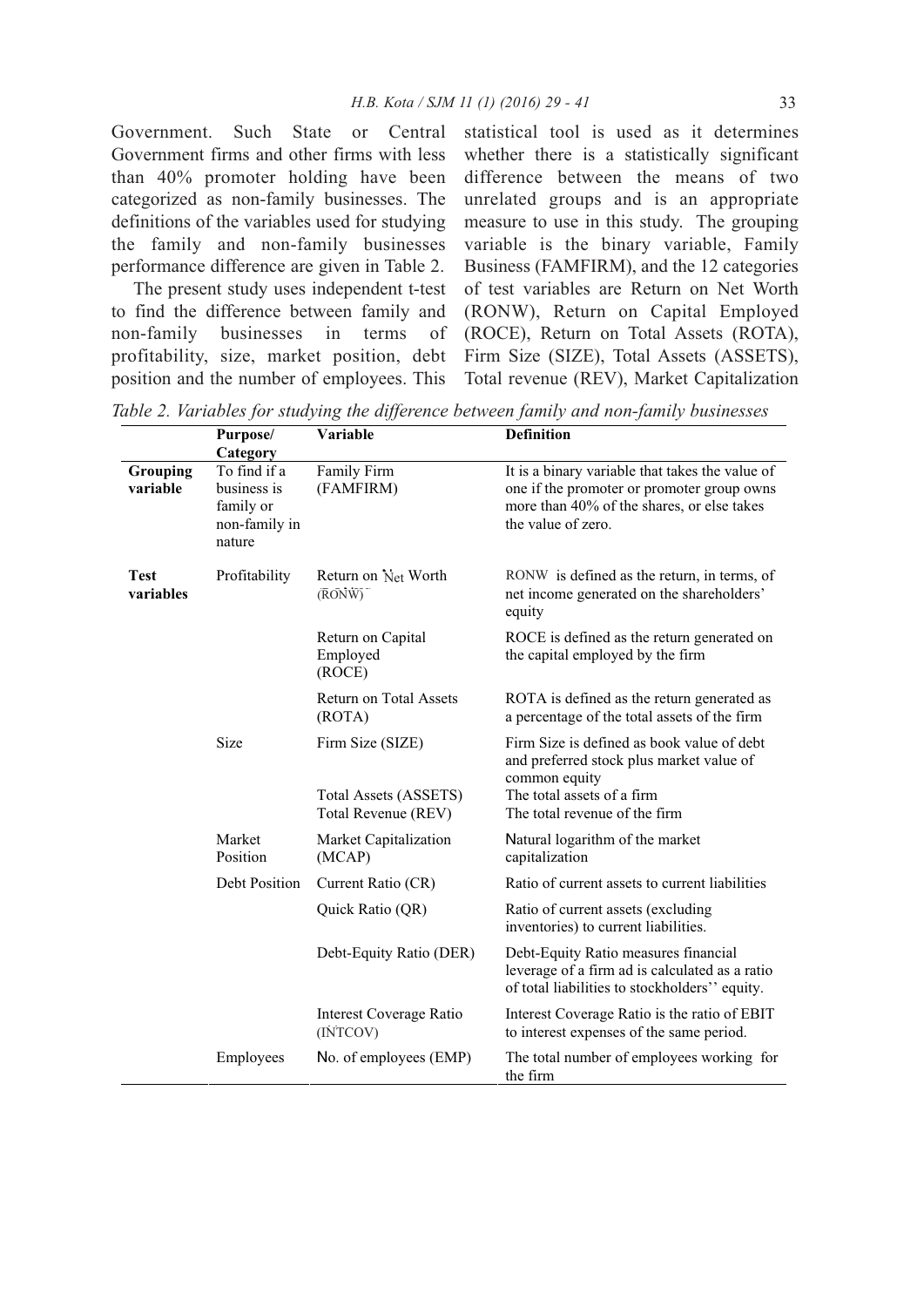Government. Such State or Central Government firms and other firms with less than 40% promoter holding have been categorized as non-family businesses. The definitions of the variables used for studying the family and non-family businesses performance difference are given in Table 2.

The present study uses independent t-test to find the difference between family and non-family businesses in terms of profitability, size, market position, debt position and the number of employees. This statistical tool is used as it determines whether there is a statistically significant difference between the means of two unrelated groups and is an appropriate measure to use in this study. The grouping variable is the binary variable, Family Business (FAMFIRM), and the 12 categories of test variables are Return on Net Worth (RONW), Return on Capital Employed (ROCE), Return on Total Assets (ROTA), Firm Size (SIZE), Total Assets (ASSETS), Total revenue (REV), Market Capitalization

*Table 2. Variables for studying the difference between family and non-family businesses*

| | Purpose/ Category | Variable | Definition |
|---|---|---|---|
| **Grouping variable** | To find if a business is family or non-family in nature | Family Firm (FAMFIRM) | It is a binary variable that takes the value of one if the promoter or promoter group owns more than 40% of the shares, or else takes the value of zero. |
| **Test variables** | Profitability | Return on Net Worth (RONW) | RONW is defined as the return, in terms, of net income generated on the shareholders' equity |
| | | Return on Capital Employed (ROCE) | ROCE is defined as the return generated on the capital employed by the firm |
| | | Return on Total Assets (ROTA) | ROTA is defined as the return generated as a percentage of the total assets of the firm |
| | Size | Firm Size (SIZE) | Firm Size is defined as book value of debt and preferred stock plus market value of common equity |
| | | Total Assets (ASSETS) | The total assets of a firm |
| | | Total Revenue (REV) | The total revenue of the firm |
| | Market Position | Market Capitalization (MCAP) | Natural logarithm of the market capitalization |
| | Debt Position | Current Ratio (CR) | Ratio of current assets to current liabilities |
| | | Quick Ratio (QR) | Ratio of current assets (excluding inventories) to current liabilities. |
| | | Debt-Equity Ratio (DER) | Debt-Equity Ratio measures financial leverage of a firm ad is calculated as a ratio of total liabilities to stockholders'' equity. |
| | | Interest Coverage Ratio (INTCOV) | Interest Coverage Ratio is the ratio of EBIT to interest expenses of the same period. |
| | Employees | No. of employees (EMP) | The total number of employees working for the firm |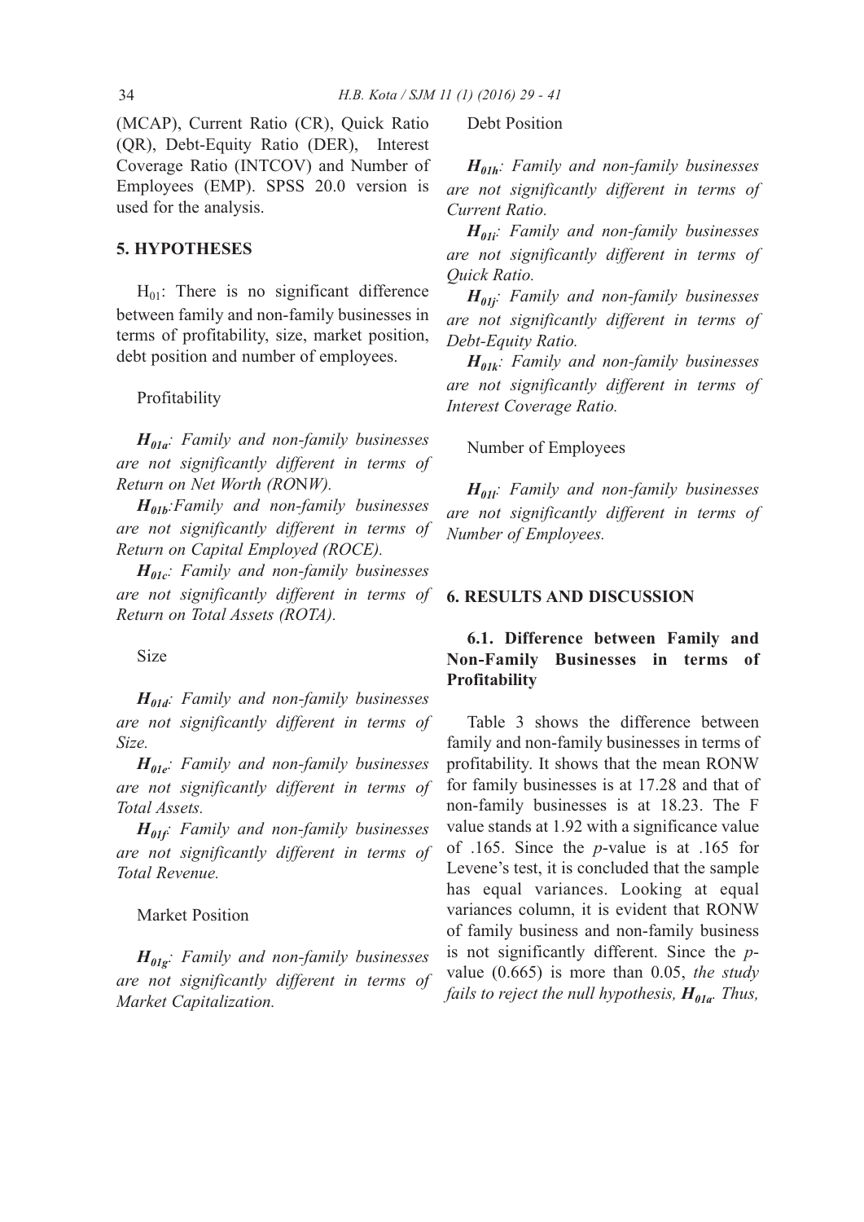(MCAP), Current Ratio (CR), Quick Ratio (QR), Debt-Equity Ratio (DER), Interest Coverage Ratio (INTCOV) and Number of Employees (EMP). SPSS 20.0 version is used for the analysis.

## 5. HYPOTHESES

$H_{01}$: There is no significant difference between family and non-family businesses in terms of profitability, size, market position, debt position and number of employees.

Profitability

***$H_{01a}$***: *Family and non-family businesses are not significantly different in terms of Return on Net Worth (RONW).*

***$H_{01b}$***:*Family and non-family businesses are not significantly different in terms of Return on Capital Employed (ROCE).*

***$H_{01c}$***: *Family and non-family businesses are not significantly different in terms of Return on Total Assets (ROTA).*

Size

***$H_{01d}$***: *Family and non-family businesses are not significantly different in terms of Size.*

***$H_{01e}$***: *Family and non-family businesses are not significantly different in terms of Total Assets.*

***$H_{01f}$***: *Family and non-family businesses are not significantly different in terms of Total Revenue.*

Market Position

***$H_{01g}$***: *Family and non-family businesses are not significantly different in terms of Market Capitalization.*

Debt Position

***$H_{01h}$***: *Family and non-family businesses are not significantly different in terms of Current Ratio.*

***$H_{01i}$***: *Family and non-family businesses are not significantly different in terms of Quick Ratio.*

***$H_{01j}$***: *Family and non-family businesses are not significantly different in terms of Debt-Equity Ratio.*

***$H_{01k}$***: *Family and non-family businesses are not significantly different in terms of Interest Coverage Ratio.*

Number of Employees

***$H_{01l}$***: *Family and non-family businesses are not significantly different in terms of Number of Employees.*

## 6. RESULTS AND DISCUSSION

### 6.1. Difference between Family and Non-Family Businesses in terms of Profitability

Table 3 shows the difference between family and non-family businesses in terms of profitability. It shows that the mean RONW for family businesses is at 17.28 and that of non-family businesses is at 18.23. The F value stands at 1.92 with a significance value of .165. Since the *p*-value is at .165 for Levene's test, it is concluded that the sample has equal variances. Looking at equal variances column, it is evident that RONW of family business and non-family business is not significantly different. Since the *p*-value (0.665) is more than 0.05, *the study fails to reject the null hypothesis,* ***$H_{01a}$***. *Thus,*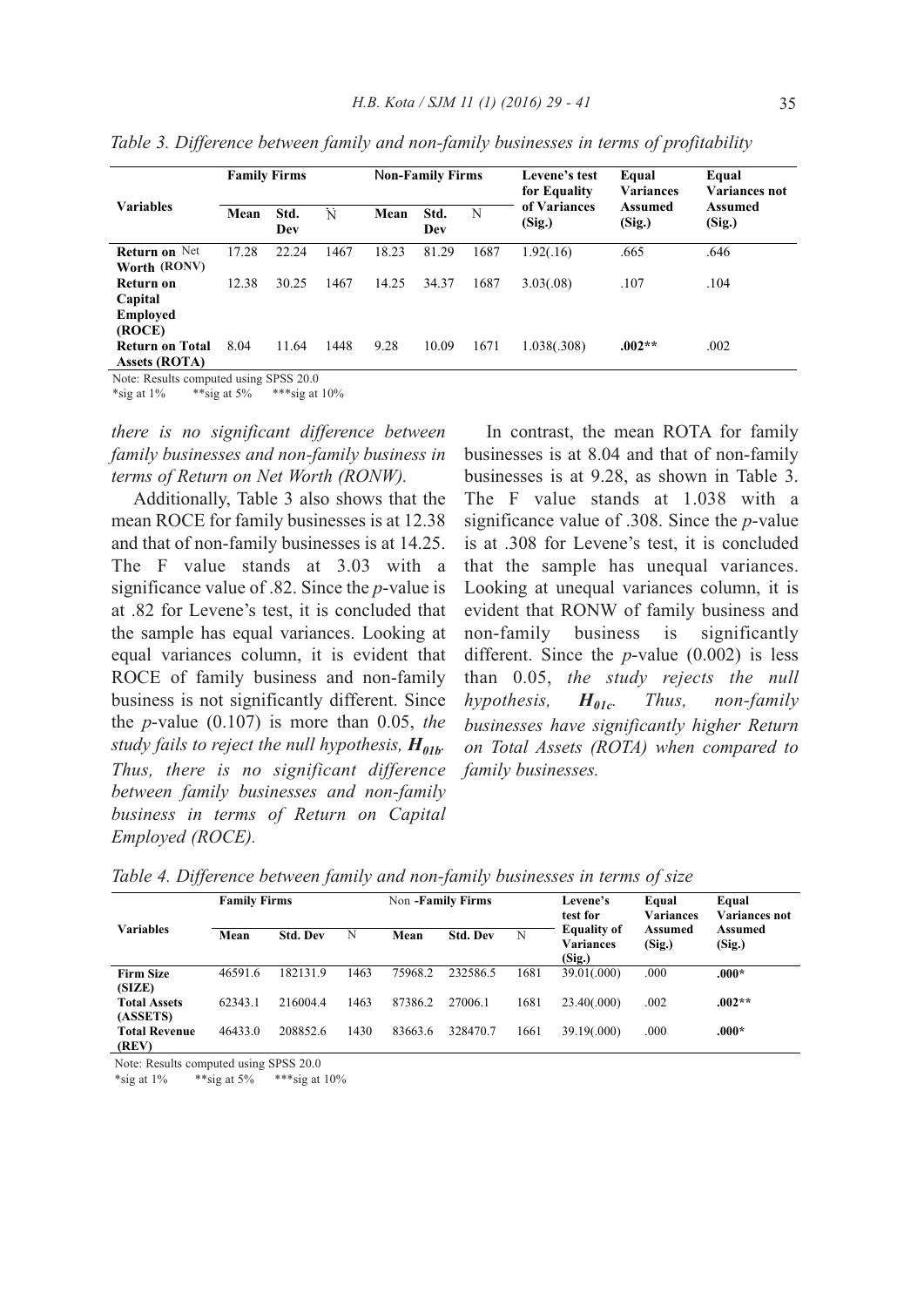*Table 3. Difference between family and non-family businesses in terms of profitability*

| Variables | Family Firms | | | Non-Family Firms | | | Levene's test for Equality of Variances (Sig.) | Equal Variances Assumed (Sig.) | Equal Variances not Assumed (Sig.) |
|---|---|---|---|---|---|---|---|---|---|
| | Mean | Std. Dev | N | Mean | Std. Dev | N | | | |
| **Return on** Net **Worth (RONV)** | 17.28 | 22.24 | 1467 | 18.23 | 81.29 | 1687 | 1.92(.16) | .665 | .646 |
| **Return on Capital Employed (ROCE)** | 12.38 | 30.25 | 1467 | 14.25 | 34.37 | 1687 | 3.03(.08) | .107 | .104 |
| **Return on Total Assets (ROTA)** | 8.04 | 11.64 | 1448 | 9.28 | 10.09 | 1671 | 1.038(.308) | **.002**** | .002 |

Note: Results computed using SPSS 20.0
*sig at 1% **sig at 5% ***sig at 10%

*there is no significant difference between family businesses and non-family business in terms of Return on Net Worth (RONW).*

Additionally, Table 3 also shows that the mean ROCE for family businesses is at 12.38 and that of non-family businesses is at 14.25. The F value stands at 3.03 with a significance value of .82. Since the *p*-value is at .82 for Levene's test, it is concluded that the sample has equal variances. Looking at equal variances column, it is evident that ROCE of family business and non-family business is not significantly different. Since the *p*-value (0.107) is more than 0.05, *the study fails to reject the null hypothesis, $H_{01b}$. Thus, there is no significant difference between family businesses and non-family business in terms of Return on Capital Employed (ROCE).*

In contrast, the mean ROTA for family businesses is at 8.04 and that of non-family businesses is at 9.28, as shown in Table 3. The F value stands at 1.038 with a significance value of .308. Since the *p*-value is at .308 for Levene's test, it is concluded that the sample has unequal variances. Looking at unequal variances column, it is evident that RONW of family business and non-family business is significantly different. Since the *p*-value (0.002) is less than 0.05, *the study rejects the null hypothesis, $H_{01c}$. Thus, non-family businesses have significantly higher Return on Total Assets (ROTA) when compared to family businesses.*

*Table 4. Difference between family and non-family businesses in terms of size*

| Variables | Family Firms | | | Non -Family Firms | | | Levene's test for Equality of Variances (Sig.) | Equal Variances Assumed (Sig.) | Equal Variances not Assumed (Sig.) |
|---|---|---|---|---|---|---|---|---|---|
| | Mean | Std. Dev | N | Mean | Std. Dev | N | | | |
| **Firm Size (SIZE)** | 46591.6 | 182131.9 | 1463 | 75968.2 | 232586.5 | 1681 | 39.01(.000) | .000 | **.000*** |
| **Total Assets (ASSETS)** | 62343.1 | 216004.4 | 1463 | 87386.2 | 27006.1 | 1681 | 23.40(.000) | .002 | **.002**** |
| **Total Revenue (REV)** | 46433.0 | 208852.6 | 1430 | 83663.6 | 328470.7 | 1661 | 39.19(.000) | .000 | **.000*** |

Note: Results computed using SPSS 20.0
*sig at 1% **sig at 5% ***sig at 10%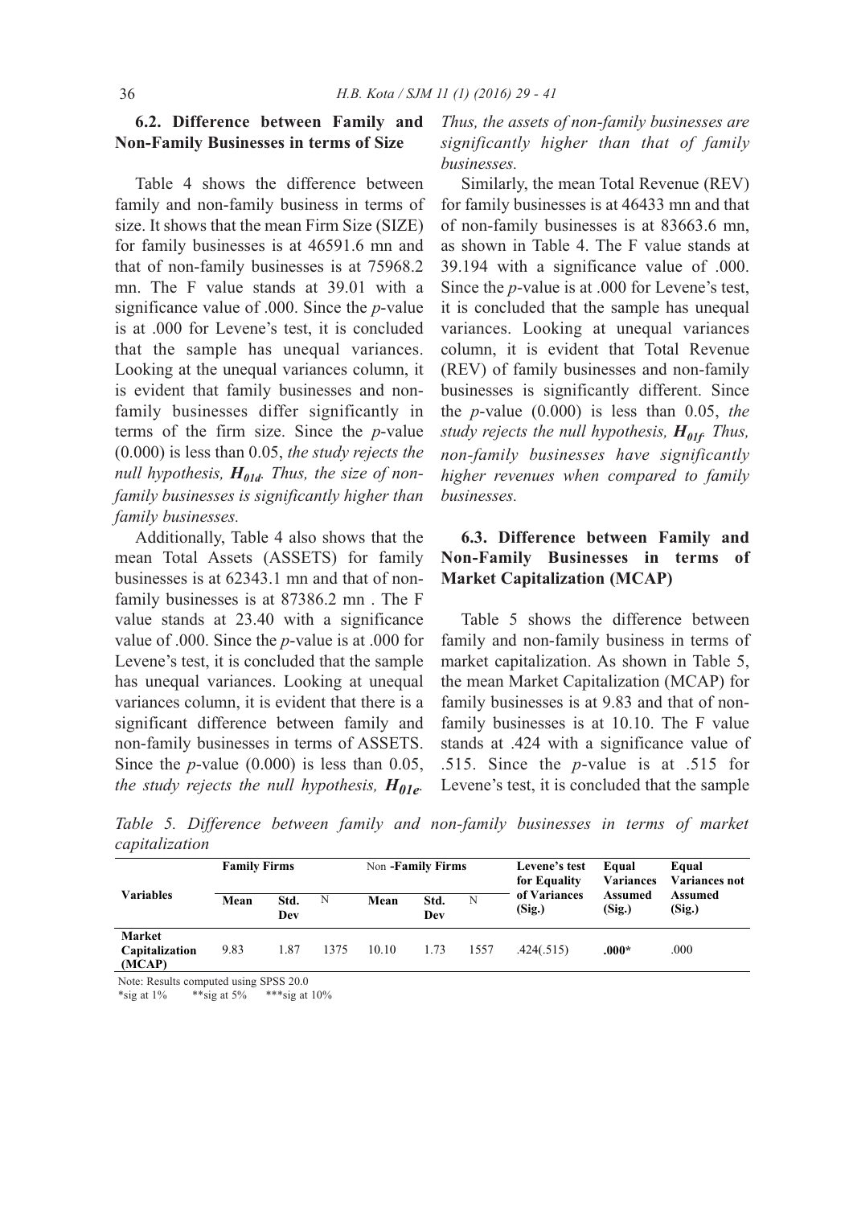### 6.2. Difference between Family and Non-Family Businesses in terms of Size

Table 4 shows the difference between family and non-family business in terms of size. It shows that the mean Firm Size (SIZE) for family businesses is at 46591.6 mn and that of non-family businesses is at 75968.2 mn. The F value stands at 39.01 with a significance value of .000. Since the *p*-value is at .000 for Levene's test, it is concluded that the sample has unequal variances. Looking at the unequal variances column, it is evident that family businesses and non-family businesses differ significantly in terms of the firm size. Since the *p*-value (0.000) is less than 0.05, *the study rejects the null hypothesis, $H_{01d}$. Thus, the size of non-family businesses is significantly higher than family businesses.*

Additionally, Table 4 also shows that the mean Total Assets (ASSETS) for family businesses is at 62343.1 mn and that of non-family businesses is at 87386.2 mn . The F value stands at 23.40 with a significance value of .000. Since the *p*-value is at .000 for Levene's test, it is concluded that the sample has unequal variances. Looking at unequal variances column, it is evident that there is a significant difference between family and non-family businesses in terms of ASSETS. Since the *p*-value (0.000) is less than 0.05, *the study rejects the null hypothesis, $H_{01e}$. Thus, the assets of non-family businesses are significantly higher than that of family businesses.*

Similarly, the mean Total Revenue (REV) for family businesses is at 46433 mn and that of non-family businesses is at 83663.6 mn, as shown in Table 4. The F value stands at 39.194 with a significance value of .000. Since the *p*-value is at .000 for Levene's test, it is concluded that the sample has unequal variances. Looking at unequal variances column, it is evident that Total Revenue (REV) of family businesses and non-family businesses is significantly different. Since the *p*-value (0.000) is less than 0.05, *the study rejects the null hypothesis, $H_{01f}$. Thus, non-family businesses have significantly higher revenues when compared to family businesses.*

### 6.3. Difference between Family and Non-Family Businesses in terms of Market Capitalization (MCAP)

Table 5 shows the difference between family and non-family business in terms of market capitalization. As shown in Table 5, the mean Market Capitalization (MCAP) for family businesses is at 9.83 and that of non-family businesses is at 10.10. The F value stands at .424 with a significance value of .515. Since the *p*-value is at .515 for Levene's test, it is concluded that the sample

*Table 5. Difference between family and non-family businesses in terms of market capitalization*

| Variables | Family Firms | | | Non -Family Firms | | | Levene's test for Equality of Variances (Sig.) | Equal Variances Assumed (Sig.) | Equal Variances not Assumed (Sig.) |
|---|---|---|---|---|---|---|---|---|---|
| | Mean | Std. Dev | N | Mean | Std. Dev | N | | | |
| **Market Capitalization (MCAP)** | 9.83 | 1.87 | 1375 | 10.10 | 1.73 | 1557 | .424(.515) | **.000*** | .000 |

Note: Results computed using SPSS 20.0

*sig at 1% **sig at 5% ***sig at 10%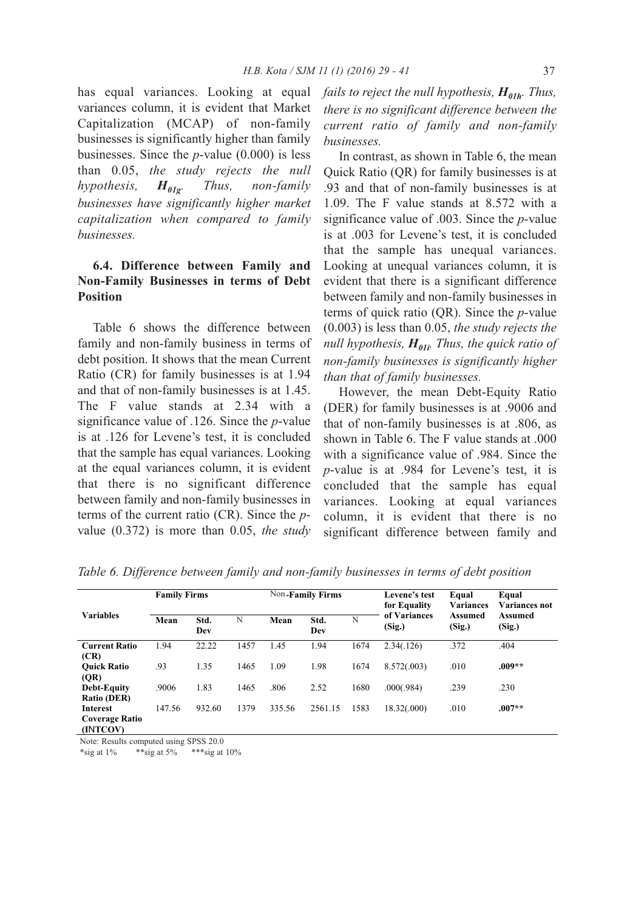has equal variances. Looking at equal variances column, it is evident that Market Capitalization (MCAP) of non-family businesses is significantly higher than family businesses. Since the *p*-value (0.000) is less than 0.05, *the study rejects the null hypothesis, $H_{01g}$. Thus, non-family businesses have significantly higher market capitalization when compared to family businesses.*

### 6.4. Difference between Family and Non-Family Businesses in terms of Debt Position

Table 6 shows the difference between family and non-family business in terms of debt position. It shows that the mean Current Ratio (CR) for family businesses is at 1.94 and that of non-family businesses is at 1.45. The F value stands at 2.34 with a significance value of .126. Since the *p*-value is at .126 for Levene's test, it is concluded that the sample has equal variances. Looking at the equal variances column, it is evident that there is no significant difference between family and non-family businesses in terms of the current ratio (CR). Since the *p*-value (0.372) is more than 0.05, *the study fails to reject the null hypothesis, $H_{01h}$. Thus, there is no significant difference between the current ratio of family and non-family businesses.*

In contrast, as shown in Table 6, the mean Quick Ratio (QR) for family businesses is at .93 and that of non-family businesses is at 1.09. The F value stands at 8.572 with a significance value of .003. Since the *p*-value is at .003 for Levene's test, it is concluded that the sample has unequal variances. Looking at unequal variances column, it is evident that there is a significant difference between family and non-family businesses in terms of quick ratio (QR). Since the *p*-value (0.003) is less than 0.05, *the study rejects the null hypothesis, $H_{01i}$. Thus, the quick ratio of non-family businesses is significantly higher than that of family businesses.*

However, the mean Debt-Equity Ratio (DER) for family businesses is at .9006 and that of non-family businesses is at .806, as shown in Table 6. The F value stands at .000 with a significance value of .984. Since the *p*-value is at .984 for Levene's test, it is concluded that the sample has equal variances. Looking at equal variances column, it is evident that there is no significant difference between family and

*Table 6. Difference between family and non-family businesses in terms of debt position*

| Variables | Family Firms | | | Non-Family Firms | | | Levene's test for Equality of Variances (Sig.) | Equal Variances Assumed (Sig.) | Equal Variances not Assumed (Sig.) |
|---|---|---|---|---|---|---|---|---|---|
| | Mean | Std. Dev | N | Mean | Std. Dev | N | | | |
| **Current Ratio (CR)** | 1.94 | 22.22 | 1457 | 1.45 | 1.94 | 1674 | 2.34(.126) | .372 | .404 |
| **Quick Ratio (QR)** | .93 | 1.35 | 1465 | 1.09 | 1.98 | 1674 | 8.572(.003) | .010 | **.009\*\*** |
| **Debt-Equity Ratio (DER)** | .9006 | 1.83 | 1465 | .806 | 2.52 | 1680 | .000(.984) | .239 | .230 |
| **Interest Coverage Ratio (INTCOV)** | 147.56 | 932.60 | 1379 | 335.56 | 2561.15 | 1583 | 18.32(.000) | .010 | **.007\*\*** |

Note: Results computed using SPSS 20.0

*sig at 1%  **sig at 5%  ***sig at 10%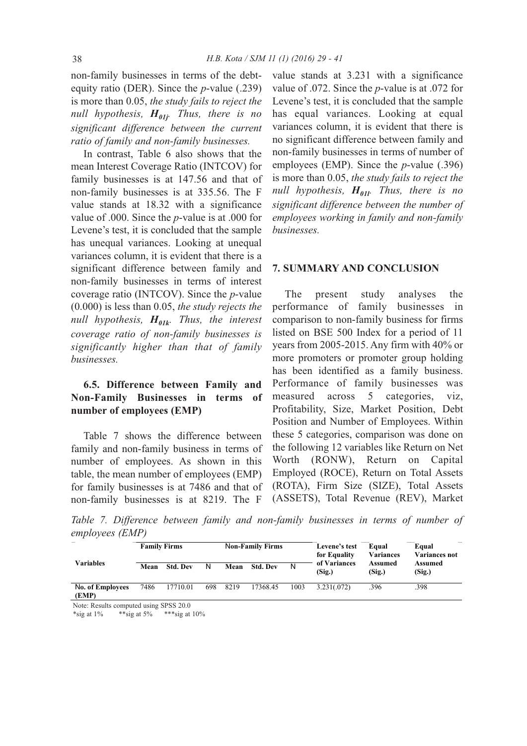non-family businesses in terms of the debt-equity ratio (DER). Since the *p*-value (.239) is more than 0.05, *the study fails to reject the null hypothesis, $H_{01j}$. Thus, there is no significant difference between the current ratio of family and non-family businesses.*

In contrast, Table 6 also shows that the mean Interest Coverage Ratio (INTCOV) for family businesses is at 147.56 and that of non-family businesses is at 335.56. The F value stands at 18.32 with a significance value of .000. Since the *p*-value is at .000 for Levene's test, it is concluded that the sample has unequal variances. Looking at unequal variances column, it is evident that there is a significant difference between family and non-family businesses in terms of interest coverage ratio (INTCOV). Since the *p*-value (0.000) is less than 0.05, *the study rejects the null hypothesis, $H_{01k}$. Thus, the interest coverage ratio of non-family businesses is significantly higher than that of family businesses.*

### 6.5. Difference between Family and Non-Family Businesses in terms of number of employees (EMP)

Table 7 shows the difference between family and non-family business in terms of number of employees. As shown in this table, the mean number of employees (EMP) for family businesses is at 7486 and that of non-family businesses is at 8219. The F value stands at 3.231 with a significance value of .072. Since the *p*-value is at .072 for Levene's test, it is concluded that the sample has equal variances. Looking at equal variances column, it is evident that there is no significant difference between family and non-family businesses in terms of number of employees (EMP). Since the *p*-value (.396) is more than 0.05, *the study fails to reject the null hypothesis, $H_{01l}$. Thus, there is no significant difference between the number of employees working in family and non-family businesses.*

## 7. SUMMARY AND CONCLUSION

The present study analyses the performance of family businesses in comparison to non-family business for firms listed on BSE 500 Index for a period of 11 years from 2005-2015. Any firm with 40% or more promoters or promoter group holding has been identified as a family business. Performance of family businesses was measured across 5 categories, viz, Profitability, Size, Market Position, Debt Position and Number of Employees. Within these 5 categories, comparison was done on the following 12 variables like Return on Net Worth (RONW), Return on Capital Employed (ROCE), Return on Total Assets (ROTA), Firm Size (SIZE), Total Assets (ASSETS), Total Revenue (REV), Market

*Table 7. Difference between family and non-family businesses in terms of number of employees (EMP)*

| Variables | Family Firms | | | Non-Family Firms | | | Levene's test for Equality of Variances (Sig.) | Equal Variances Assumed (Sig.) | Equal Variances not Assumed (Sig.) |
|---|---|---|---|---|---|---|---|---|---|
| | Mean | Std. Dev | N | Mean | Std. Dev | N | | | |
| **No. of Employees (EMP)** | 7486 | 17710.01 | 698 | 8219 | 17368.45 | 1003 | 3.231(.072) | .396 | .398 |

Note: Results computed using SPSS 20.0
*sig at 1% **sig at 5% ***sig at 10%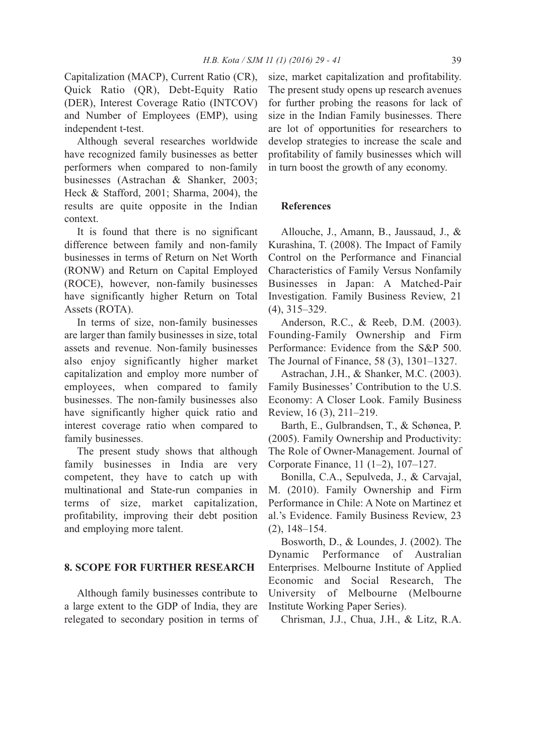Capitalization (MACP), Current Ratio (CR), Quick Ratio (QR), Debt-Equity Ratio (DER), Interest Coverage Ratio (INTCOV) and Number of Employees (EMP), using independent t-test.

Although several researches worldwide have recognized family businesses as better performers when compared to non-family businesses (Astrachan & Shanker, 2003; Heck & Stafford, 2001; Sharma, 2004), the results are quite opposite in the Indian context.

It is found that there is no significant difference between family and non-family businesses in terms of Return on Net Worth (RONW) and Return on Capital Employed (ROCE), however, non-family businesses have significantly higher Return on Total Assets (ROTA).

In terms of size, non-family businesses are larger than family businesses in size, total assets and revenue. Non-family businesses also enjoy significantly higher market capitalization and employ more number of employees, when compared to family businesses. The non-family businesses also have significantly higher quick ratio and interest coverage ratio when compared to family businesses.

The present study shows that although family businesses in India are very competent, they have to catch up with multinational and State-run companies in terms of size, market capitalization, profitability, improving their debt position and employing more talent.

## 8. SCOPE FOR FURTHER RESEARCH

Although family businesses contribute to a large extent to the GDP of India, they are relegated to secondary position in terms of size, market capitalization and profitability. The present study opens up research avenues for further probing the reasons for lack of size in the Indian Family businesses. There are lot of opportunities for researchers to develop strategies to increase the scale and profitability of family businesses which will in turn boost the growth of any economy.

## References

Allouche, J., Amann, B., Jaussaud, J., & Kurashina, T. (2008). The Impact of Family Control on the Performance and Financial Characteristics of Family Versus Nonfamily Businesses in Japan: A Matched-Pair Investigation. Family Business Review, 21 (4), 315–329.

Anderson, R.C., & Reeb, D.M. (2003). Founding-Family Ownership and Firm Performance: Evidence from the S&P 500. The Journal of Finance, 58 (3), 1301–1327.

Astrachan, J.H., & Shanker, M.C. (2003). Family Businesses' Contribution to the U.S. Economy: A Closer Look. Family Business Review, 16 (3), 211–219.

Barth, E., Gulbrandsen, T., & Schønea, P. (2005). Family Ownership and Productivity: The Role of Owner-Management. Journal of Corporate Finance, 11 (1–2), 107–127.

Bonilla, C.A., Sepulveda, J., & Carvajal, M. (2010). Family Ownership and Firm Performance in Chile: A Note on Martinez et al.'s Evidence. Family Business Review, 23 (2), 148–154.

Bosworth, D., & Loundes, J. (2002). The Dynamic Performance of Australian Enterprises. Melbourne Institute of Applied Economic and Social Research, The University of Melbourne (Melbourne Institute Working Paper Series).

Chrisman, J.J., Chua, J.H., & Litz, R.A.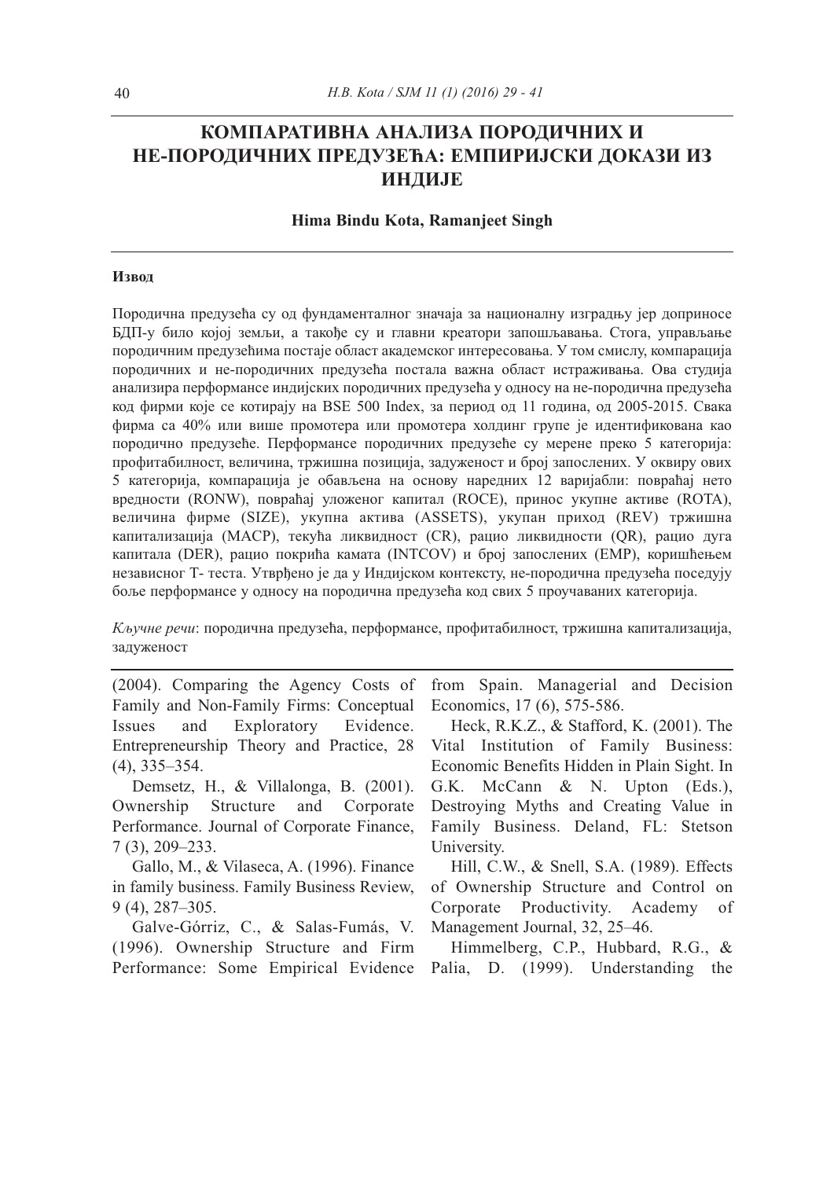# КОМПАРАТИВНА АНАЛИЗА ПОРОДИЧНИХ И НЕ-ПОРОДИЧНИХ ПРЕДУЗЕЋА: ЕМПИРИЈСКИ ДОКАЗИ ИЗ ИНДИЈЕ

**Hima Bindu Kota, Ramanjeet Singh**

#### Извод

Породична предузећа су од фундаменталног значаја за националну изградњу јер доприносе БДП-у било којој земљи, а такође су и главни креатори запошљавања. Стога, управљање породичним предузећима постаје област академског интересовања. У том смислу, компарација породичних и не-породичних предузећа постала важна област истраживања. Ова студија анализира перформансе индијских породичних предузећа у односу на не-породична предузећа код фирми које се котирају на BSE 500 Index, за период од 11 година, од 2005-2015. Свака фирма са 40% или више промотера или промотера холдинг групе је идентификована као породично предузеће. Перформансе породичних предузеће су мерене преко 5 категорија: профитабилност, величина, тржишна позиција, задуженост и број запослених. У оквиру ових 5 категорија, компарација је обављена на основу наредних 12 варијабли: повраћај нето вредности (RONW), повраћај уложеног капитал (ROCE), принос укупне активе (ROTA), величина фирме (SIZE), укупна актива (ASSETS), укупан приход (REV) тржишна капитализација (MACP), текућа ликвидност (CR), рацио ликвидности (QR), рацио дуга капитала (DER), рацио покрића камата (INTCOV) и број запослених (EMP), коришћењем независног Т- теста. Утврђено је да у Индијском контексту, не-породична предузећа поседују боље перформансе у односу на породична предузећа код свих 5 проучаваних категорија.

*Кључне речи*: породична предузећа, перформансе, профитабилност, тржишна капитализација, задуженост

(2004). Comparing the Agency Costs of Family and Non-Family Firms: Conceptual Issues and Exploratory Evidence. Entrepreneurship Theory and Practice, 28 (4), 335–354.

Demsetz, H., & Villalonga, B. (2001). Ownership Structure and Corporate Performance. Journal of Corporate Finance, 7 (3), 209–233.

Gallo, M., & Vilaseca, A. (1996). Finance in family business. Family Business Review, 9 (4), 287–305.

Galve-Górriz, C., & Salas-Fumás, V. (1996). Ownership Structure and Firm Performance: Some Empirical Evidence from Spain. Managerial and Decision Economics, 17 (6), 575-586.

Heck, R.K.Z., & Stafford, K. (2001). The Vital Institution of Family Business: Economic Benefits Hidden in Plain Sight. In G.K. McCann & N. Upton (Eds.), Destroying Myths and Creating Value in Family Business. Deland, FL: Stetson University.

Hill, C.W., & Snell, S.A. (1989). Effects of Ownership Structure and Control on Corporate Productivity. Academy of Management Journal, 32, 25–46.

Himmelberg, C.P., Hubbard, R.G., & Palia, D. (1999). Understanding the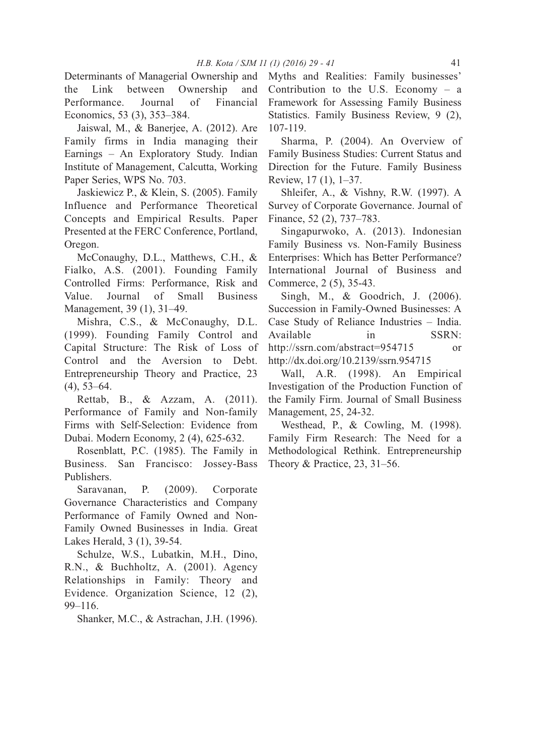Determinants of Managerial Ownership and the Link between Ownership and Performance. Journal of Financial Economics, 53 (3), 353–384.

Jaiswal, M., & Banerjee, A. (2012). Are Family firms in India managing their Earnings – An Exploratory Study. Indian Institute of Management, Calcutta, Working Paper Series, WPS No. 703.

Jaskiewicz P., & Klein, S. (2005). Family Influence and Performance Theoretical Concepts and Empirical Results. Paper Presented at the FERC Conference, Portland, Oregon.

McConaughy, D.L., Matthews, C.H., & Fialko, A.S. (2001). Founding Family Controlled Firms: Performance, Risk and Value. Journal of Small Business Management, 39 (1), 31–49.

Mishra, C.S., & McConaughy, D.L. (1999). Founding Family Control and Capital Structure: The Risk of Loss of Control and the Aversion to Debt. Entrepreneurship Theory and Practice, 23 (4), 53–64.

Rettab, B., & Azzam, A. (2011). Performance of Family and Non-family Firms with Self-Selection: Evidence from Dubai. Modern Economy, 2 (4), 625-632.

Rosenblatt, P.C. (1985). The Family in Business. San Francisco: Jossey-Bass Publishers.

Saravanan, P. (2009). Corporate Governance Characteristics and Company Performance of Family Owned and Non-Family Owned Businesses in India. Great Lakes Herald, 3 (1), 39-54.

Schulze, W.S., Lubatkin, M.H., Dino, R.N., & Buchholtz, A. (2001). Agency Relationships in Family: Theory and Evidence. Organization Science, 12 (2), 99–116.

Shanker, M.C., & Astrachan, J.H. (1996). Myths and Realities: Family businesses' Contribution to the U.S. Economy – a Framework for Assessing Family Business Statistics. Family Business Review, 9 (2), 107-119.

Sharma, P. (2004). An Overview of Family Business Studies: Current Status and Direction for the Future. Family Business Review, 17 (1), 1–37.

Shleifer, A., & Vishny, R.W. (1997). A Survey of Corporate Governance. Journal of Finance, 52 (2), 737–783.

Singapurwoko, A. (2013). Indonesian Family Business vs. Non-Family Business Enterprises: Which has Better Performance? International Journal of Business and Commerce, 2 (5), 35-43.

Singh, M., & Goodrich, J. (2006). Succession in Family-Owned Businesses: A Case Study of Reliance Industries – India. Available in SSRN: http://ssrn.com/abstract=954715 or http://dx.doi.org/10.2139/ssrn.954715

Wall, A.R. (1998). An Empirical Investigation of the Production Function of the Family Firm. Journal of Small Business Management, 25, 24-32.

Westhead, P., & Cowling, M. (1998). Family Firm Research: The Need for a Methodological Rethink. Entrepreneurship Theory & Practice, 23, 31–56.